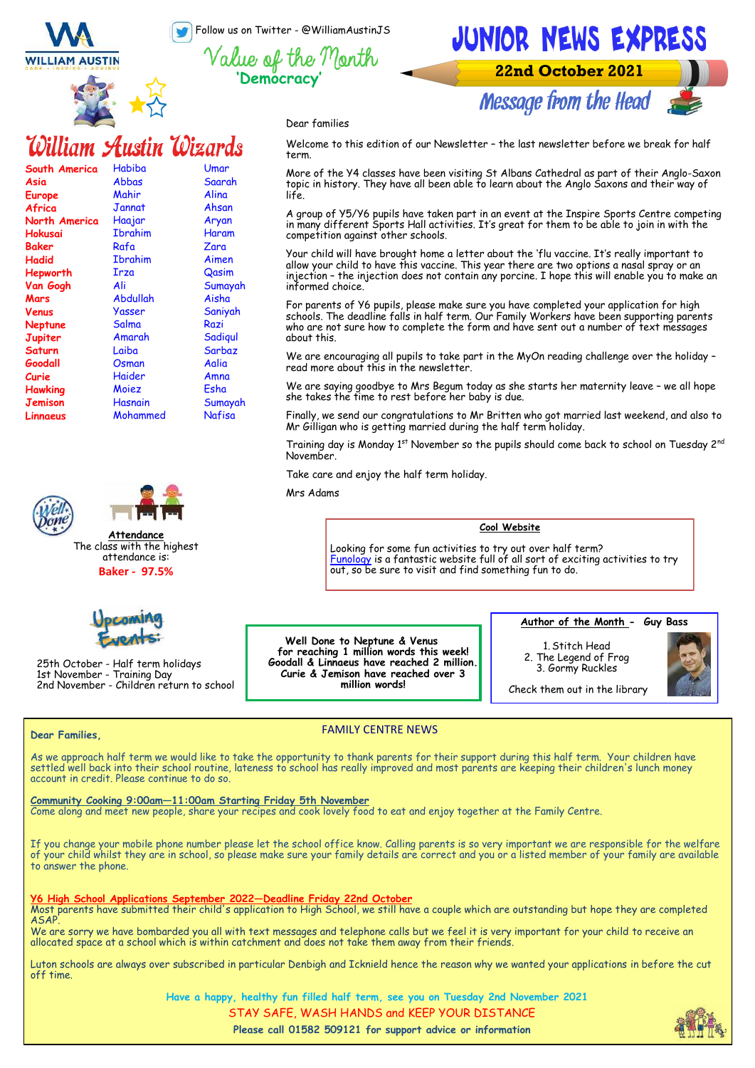# Junior News Express

**22nd October 2021**

Follow us on Twitter - @WilliamAustinJS

## Value of the Month
**'Democracy'**

## William Austin Wizards

| | | |
|---|---|---|
| South America | Habiba | Umar |
| Asia | Abbas | Saarah |
| Europe | Mahir | Alina |
| Africa | Jannat | Ahsan |
| North America | Haajar | Aryan |
| Hokusai | Ibrahim | Haram |
| Baker | Rafa | Zara |
| Hadid | Ibrahim | Aimen |
| Hepworth | Irza | Qasim |
| Van Gogh | Ali | Sumayah |
| Mars | Abdullah | Aisha |
| Venus | Yasser | Saniyah |
| Neptune | Salma | Razi |
| Jupiter | Amarah | Sadiqul |
| Saturn | Laiba | Sarbaz |
| Goodall | Osman | Aalia |
| Curie | Haider | Amna |
| Hawking | Moiez | Esha |
| Jemison | Hasnain | Sumayah |
| Linnaeus | Mohammed | Nafisa |

## Message from the Head

Dear families

Welcome to this edition of our Newsletter – the last newsletter before we break for half term.

More of the Y4 classes have been visiting St Albans Cathedral as part of their Anglo-Saxon topic in history. They have all been able to learn about the Anglo Saxons and their way of life.

A group of Y5/Y6 pupils have taken part in an event at the Inspire Sports Centre competing in many different Sports Hall activities. It's great for them to be able to join in with the competition against other schools.

Your child will have brought home a letter about the 'flu vaccine. It's really important to allow your child to have this vaccine. This year there are two options a nasal spray or an injection – the injection does not contain any porcine. I hope this will enable you to make an informed choice.

For parents of Y6 pupils, please make sure you have completed your application for high schools. The deadline falls in half term. Our Family Workers have been supporting parents who are not sure how to complete the form and have sent out a number of text messages about this.

We are encouraging all pupils to take part in the MyOn reading challenge over the holiday – read more about this in the newsletter.

We are saying goodbye to Mrs Begum today as she starts her maternity leave – we all hope she takes the time to rest before her baby is due.

Finally, we send our congratulations to Mr Britten who got married last weekend, and also to Mr Gilligan who is getting married during the half term holiday.

Training day is Monday 1st November so the pupils should come back to school on Tuesday 2nd November.

Take care and enjoy the half term holiday.

Mrs Adams

### Attendance

The class with the highest attendance is:

**Baker - 97.5%**

### Cool Website

Looking for some fun activities to try out over half term? Funology is a fantastic website full of all sort of exciting activities to try out, so be sure to visit and find something fun to do.

### Upcoming Events

25th October - Half term holidays
1st November - Training Day
2nd November - Children return to school

**Well Done to Neptune & Venus for reaching 1 million words this week! Goodall & Linnaeus have reached 2 million. Curie & Jemison have reached over 3 million words!**

### Author of the Month - Guy Bass

1. Stitch Head
2. The Legend of Frog
3. Gormy Ruckles

Check them out in the library

## FAMILY CENTRE NEWS

**Dear Families,**

As we approach half term we would like to take the opportunity to thank parents for their support during this half term. Your children have settled well back into their school routine, lateness to school has really improved and most parents are keeping their children's lunch money account in credit. Please continue to do so.

**Community Cooking 9:00am—11:00am Starting Friday 5th November**

Come along and meet new people, share your recipes and cook lovely food to eat and enjoy together at the Family Centre.

If you change your mobile phone number please let the school office know. Calling parents is so very important we are responsible for the welfare of your child whilst they are in school, so please make sure your family details are correct and you or a listed member of your family are available to answer the phone.

**Y6 High School Applications September 2022—Deadline Friday 22nd October**

Most parents have submitted their child's application to High School, we still have a couple which are outstanding but hope they are completed ASAP.

We are sorry we have bombarded you all with text messages and telephone calls but we feel it is very important for your child to receive an allocated space at a school which is within catchment and does not take them away from their friends.

Luton schools are always over subscribed in particular Denbigh and Icknield hence the reason why we wanted your applications in before the cut off time.

**Have a happy, healthy fun filled half term, see you on Tuesday 2nd November 2021**

STAY SAFE, WASH HANDS and KEEP YOUR DISTANCE

**Please call 01582 509121 for support advice or information**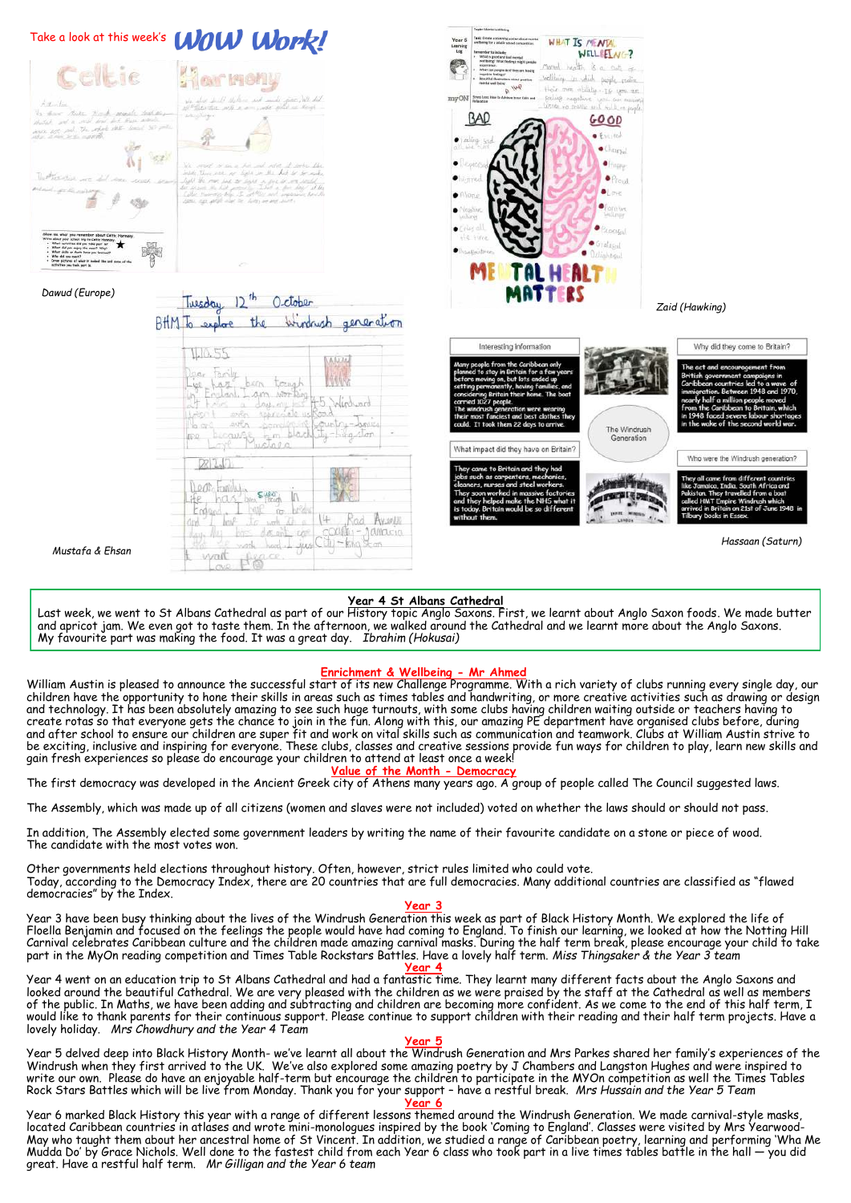Take a look at this week's **WOW Work!**

Dawud (Europe)

Zaid (Hawking)

Mustafa & Ehsan

Hassaan (Saturn)

**Interesting information**

Many people from the Caribbean only planned to stay in Britain for a few years before moving on, but lots ended up settling permanently, having families, and considering Britain their home. The boat carried 1027 people. The windrush generation were wearing their most fanciest and best clothes they could. It took them 22 days to arrive.

**Why did they come to Britain?**

The act and encouragement from British government campaigns in Caribbean countries led to a wave of immigration. Between 1948 and 1970, nearly half a million people moved from the Caribbean to Britain, which in 1948 faced severe labour shortages in the wake of the second world war.

**The Windrush Generation**

**What impact did they have on Britain?**

They came to Britain and they had jobs such as carpenters, mechanics, cleaners, nurses and steel workers. They soon worked in massive factories and they helped make the NHS what it is today. Britain would be so different without them.

**Who were the Windrush generation?**

They all came from different countries like Jamaica, India, South Africa and Pakistan. They travelled from a boat called HMT Empire Windrush which arrived in Britain on 21st of June 1948 in Tilbury Docks in Essex.

## Year 4 St Albans Cathedral

Last week, we went to St Albans Cathedral as part of our History topic Anglo Saxons. First, we learnt about Anglo Saxon foods. We made butter and apricot jam. We even got to taste them. In the afternoon, we walked around the Cathedral and we learnt more about the Anglo Saxons. My favourite part was making the food. It was a great day. *Ibrahim (Hokusai)*

## Enrichment & Wellbeing - Mr Ahmed

William Austin is pleased to announce the successful start of its new Challenge Programme. With a rich variety of clubs running every single day, our children have the opportunity to hone their skills in areas such as times tables and handwriting, or more creative activities such as drawing or design and technology. It has been absolutely amazing to see such huge turnouts, with some clubs having children waiting outside or teachers having to create rotas so that everyone gets the chance to join in the fun. Along with this, our amazing PE department have organised clubs before, during and after school to ensure our children are super fit and work on vital skills such as communication and teamwork. Clubs at William Austin strive to be exciting, inclusive and inspiring for everyone. These clubs, classes and creative sessions provide fun ways for children to play, learn new skills and gain fresh experiences so please do encourage your children to attend at least once a week!

## Value of the Month - Democracy

The first democracy was developed in the Ancient Greek city of Athens many years ago. A group of people called The Council suggested laws.

The Assembly, which was made up of all citizens (women and slaves were not included) voted on whether the laws should or should not pass.

In addition, The Assembly elected some government leaders by writing the name of their favourite candidate on a stone or piece of wood. The candidate with the most votes won.

Other governments held elections throughout history. Often, however, strict rules limited who could vote. Today, according to the Democracy Index, there are 20 countries that are full democracies. Many additional countries are classified as "flawed democracies" by the Index.

## Year 3

Year 3 have been busy thinking about the lives of the Windrush Generation this week as part of Black History Month. We explored the life of Floella Benjamin and focused on the feelings the people would have had coming to England. To finish our learning, we looked at how the Notting Hill Carnival celebrates Caribbean culture and the children made amazing carnival masks. During the half term break, please encourage your child to take part in the MyOn reading competition and Times Table Rockstars Battles. Have a lovely half term. *Miss Thingsaker & the Year 3 team*

## Year 4

Year 4 went on an education trip to St Albans Cathedral and had a fantastic time. They learnt many different facts about the Anglo Saxons and looked around the beautiful Cathedral. We are very pleased with the children as we were praised by the staff at the Cathedral as well as members of the public. In Maths, we have been adding and subtracting and children are becoming more confident. As we come to the end of this half term, I would like to thank parents for their continuous support. Please continue to support children with their reading and their half term projects. Have a lovely holiday. *Mrs Chowdhury and the Year 4 Team*

## Year 5

Year 5 delved deep into Black History Month- we've learnt all about the Windrush Generation and Mrs Parkes shared her family's experiences of the Windrush when they first arrived to the UK. We've also explored some amazing poetry by J Chambers and Langston Hughes and were inspired to write our own. Please do have an enjoyable half-term but encourage the children to participate in the MYOn competition as well the Times Tables Rock Stars Battles which will be live from Monday. Thank you for your support – have a restful break. *Mrs Hussain and the Year 5 Team*

## Year 6

Year 6 marked Black History this year with a range of different lessons themed around the Windrush Generation. We made carnival-style masks, located Caribbean countries in atlases and wrote mini-monologues inspired by the book 'Coming to England'. Classes were visited by Mrs Yearwood-May who taught them about her ancestral home of St Vincent. In addition, we studied a range of Caribbean poetry, learning and performing 'Wha Me Mudda Do' by Grace Nichols. Well done to the fastest child from each Year 6 class who took part in a live times tables battle in the hall — you did great. Have a restful half term. *Mr Gilligan and the Year 6 team*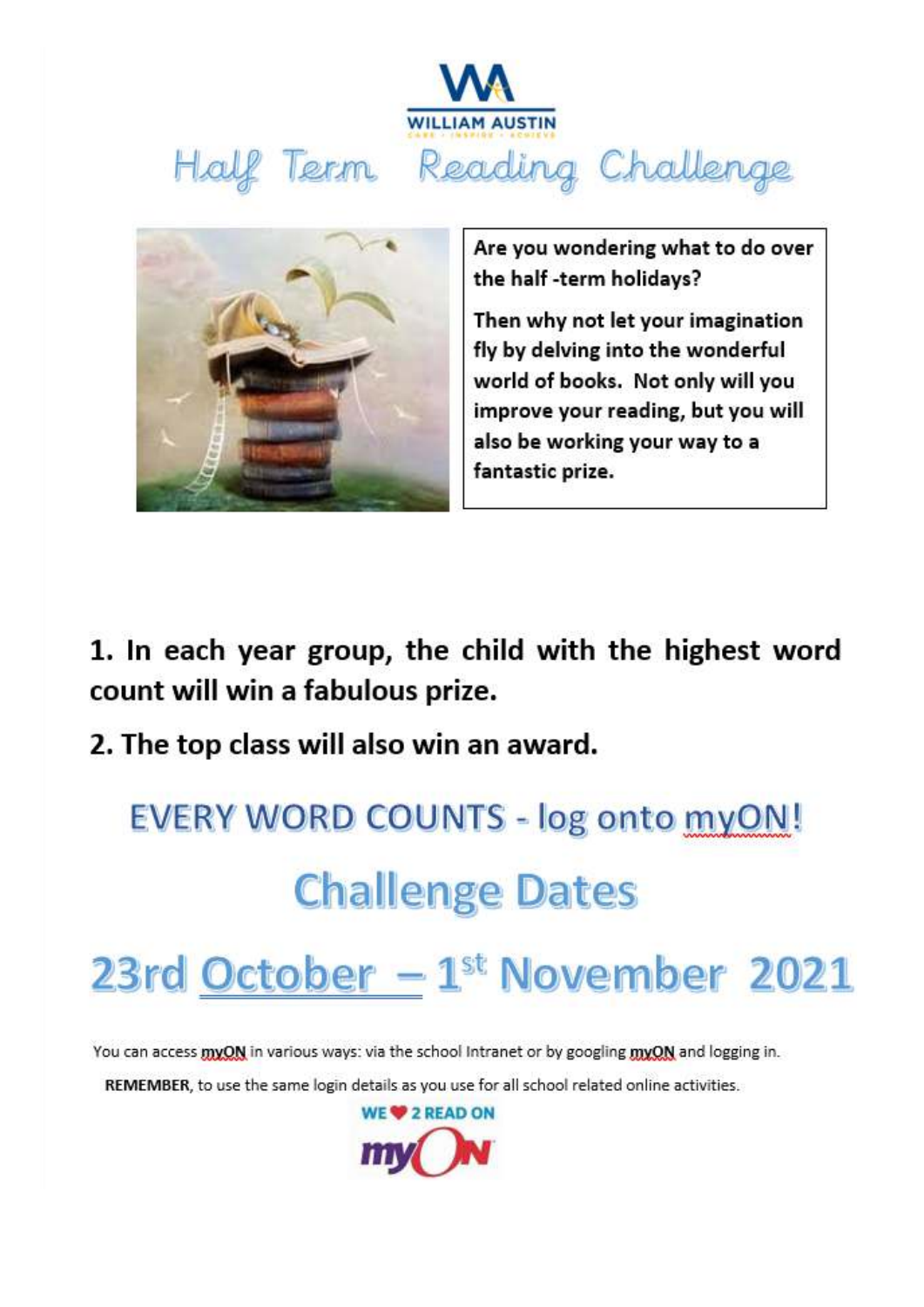WILLIAM AUSTIN

CARE • INSPIRE • ACHIEVE

# Half Term Reading Challenge

**Are you wondering what to do over the half -term holidays?**

**Then why not let your imagination fly by delving into the wonderful world of books. Not only will you improve your reading, but you will also be working your way to a fantastic prize.**

**1. In each year group, the child with the highest word count will win a fabulous prize.**

**2. The top class will also win an award.**

## EVERY WORD COUNTS - log onto myON!

## Challenge Dates

## 23rd October – 1st November 2021

You can access myON in various ways: via the school Intranet or by googling myON and logging in.

**REMEMBER**, to use the same login details as you use for all school related online activities.

WE ♥ 2 READ ON

myON